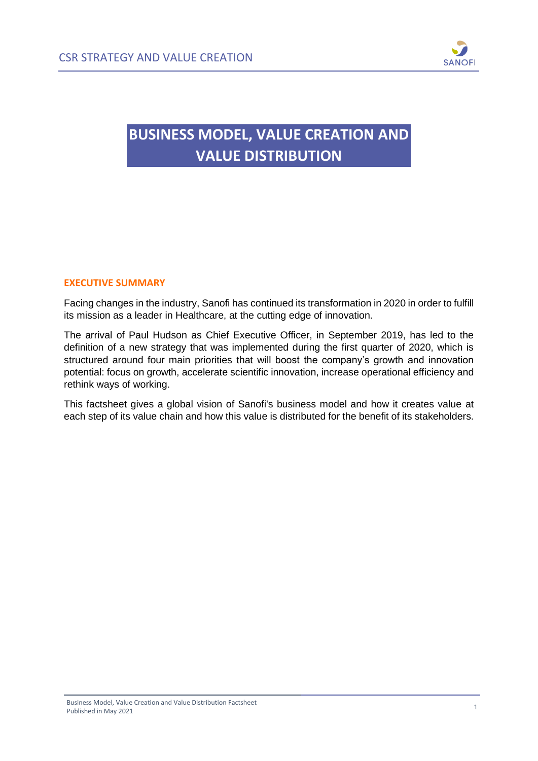# BUSINESS MODEL, VALUE CREATION AND VALUE DISTRIBUTION

## EXECUTIVE SUMMARY

Facing changes in the industry, Sanofi has continued its transformation in 2020 in order to fulfill its mission as a leader in Healthcare, at the cutting edge of innovation.

The arrival of Paul Hudson as Chief Executive Officer, in September 2019, has led to the definition of a new strategy that was implemented during the first quarter of 2020, which is structured around four main priorities that will boost the company's growth and innovation potential: focus on growth, accelerate scientific innovation, increase operational efficiency and rethink ways of working.

This factsheet gives a global vision of Sanofi's business model and how it creates value at each step of its value chain and how this value is distributed for the benefit of its stakeholders.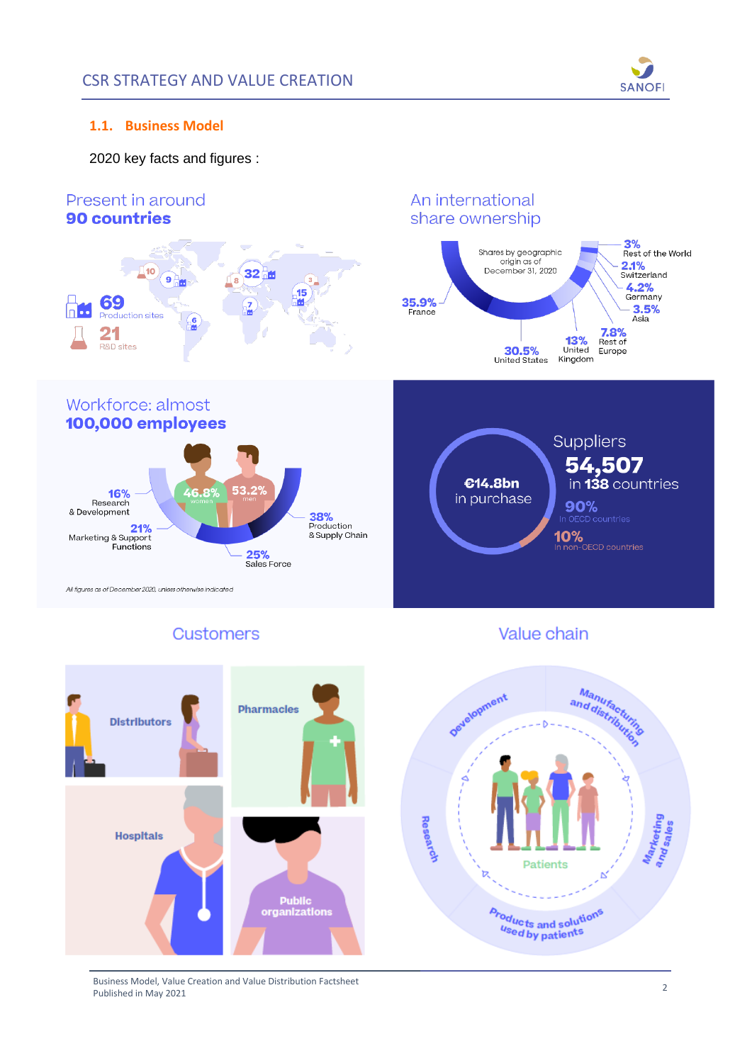## 1.1. Business Model

2020 key facts and figures :

### Present in around **90 countries**

**69** Production sites

**21** R&D sites

### An international share ownership

Shares by geographic origin as of December 31, 2020

- 35.9% France
- 30.5% United States
- 13% United Kingdom
- 7.8% Rest of Europe
- 3.5% Asia
- 4.2% Germany
- 2.1% Switzerland
- 3% Rest of the World

### Workforce: almost **100,000 employees**

- 46.8% women
- 53.2% men

- 16% Research & Development
- 21% Marketing & Support Functions
- 25% Sales Force
- 38% Production & Supply Chain

*All figures as of December 2020, unless otherwise indicated*

### Suppliers

**€14.8bn** in purchase

**54,507** in **138** countries

**90%** In OECD countries

**10%** In non-OECD countries

### Customers

- Distributors
- Pharmacies
- Hospitals
- Public organizations

### Value chain

- Development
- Manufacturing and distribution
- Marketing and sales
- Products and solutions used by patients
- Research

Patients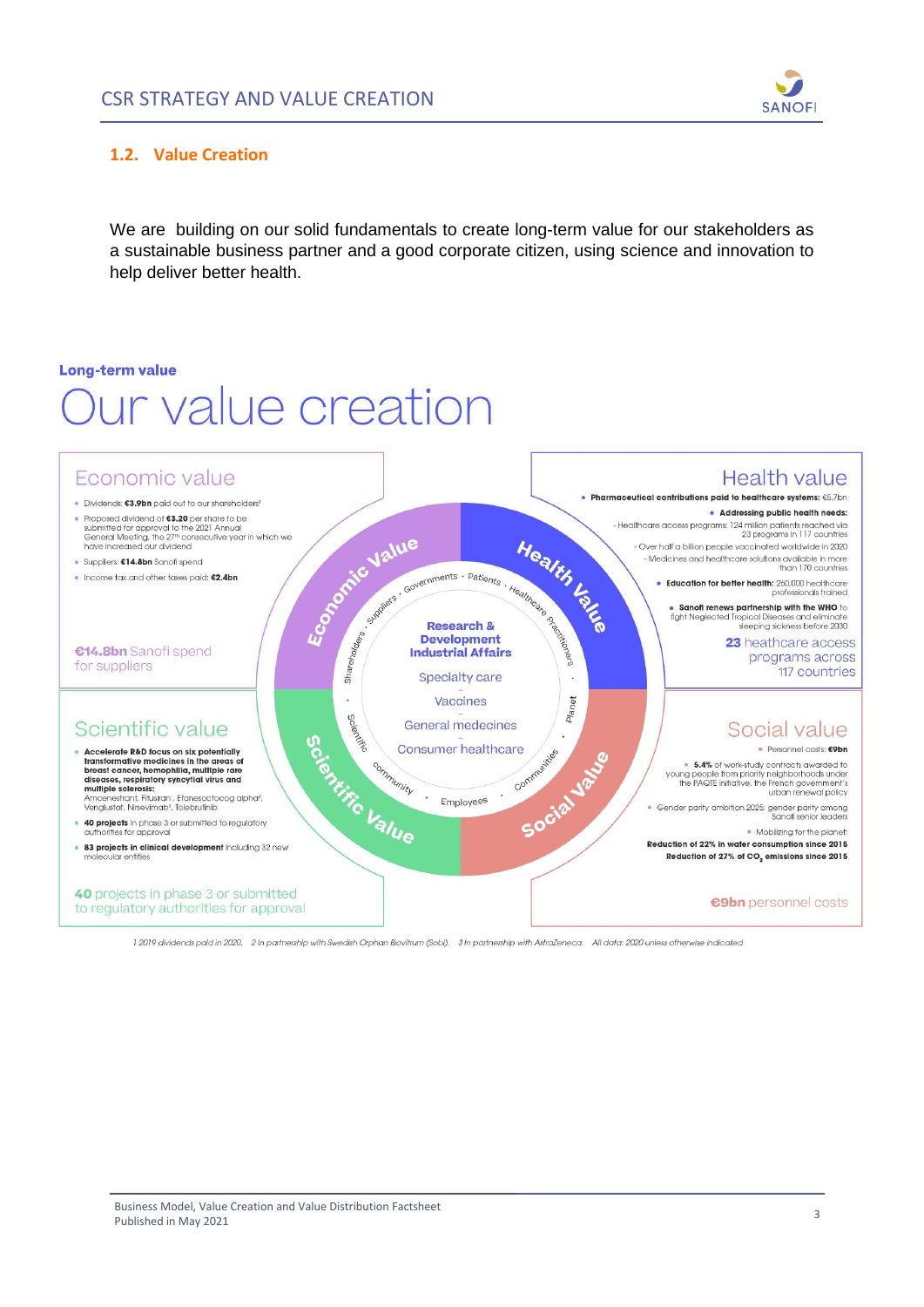## 1.2. Value Creation

We are building on our solid fundamentals to create long-term value for our stakeholders as a sustainable business partner and a good corporate citizen, using science and innovation to help deliver better health.

**Long-term value**

# Our value creation

## Economic value

- Dividends: **€3.9bn** paid out to our shareholders[1]
- Proposed dividend of **€3.20** per share to be submitted for approval to the 2021 Annual General Meeting, the 27th consecutive year in which we have increased our dividend
- Suppliers: **€14.8bn** Sanofi spend
- Income tax and other taxes paid: **€2.4bn**

**€14.8bn** Sanofi spend for suppliers

## Health value

- **Pharmaceutical contributions paid to healthcare systems:** €5.7bn
- **Addressing public health needs:**
  - Healthcare access programs: 124 million patients reached via 23 programs in 117 countries
  - Over half a billion people vaccinated worldwide in 2020
  - Medicines and healthcare solutions available in more than 170 countries
- **Education for better health:** 260,000 healthcare professionals trained
- **Sanofi renews partnership with the WHO** to fight Neglected Tropical Diseases and eliminate sleeping sickness before 2030

**23** heathcare access programs across 117 countries

**Research & Development Industrial Affairs**

Specialty care – Vaccines – General medecines – Consumer healthcare

Governments · Patients · Healthcare Practitioners · Planet · Communities · Employees · Community · Scientific · Shareholders · Suppliers

Economic Value · Health Value · Social Value · Scientific Value

## Scientific value

- **Accelerate R&D focus on six potentially transformative medicines in the areas of breast cancer, hemophilia, multiple rare diseases, respiratory syncytial virus and multiple sclerosis:** Amcenestrant, Fitusiran, Efanesoctocog alpha[2], Venglustat, Nirsevimab[3], Tolebrutinib
- **40 projects** in phase 3 or submitted to regulatory authorities for approval
- **83 projects in clinical development** including 32 new molecular entities

**40** projects in phase 3 or submitted to regulatory authorities for approval

## Social value

- Personnel costs: **€9bn**
- **5.4%** of work-study contracts awarded to young people from priority neighborhoods under the PAQTE initiative, the French government's urban renewal policy
- Gender parity ambition 2025: gender parity among Sanofi senior leaders
- Mobilizing for the planet: **Reduction of 22% in water consumption since 2015** **Reduction of 27% of $CO_2$ emissions since 2015**

**€9bn** personnel costs

1 2019 dividends paid in 2020. 2 In partnership with Swedish Orphan Biovitrum (Sobi). 3 In partnership with AstraZeneca. All data: 2020 unless otherwise indicated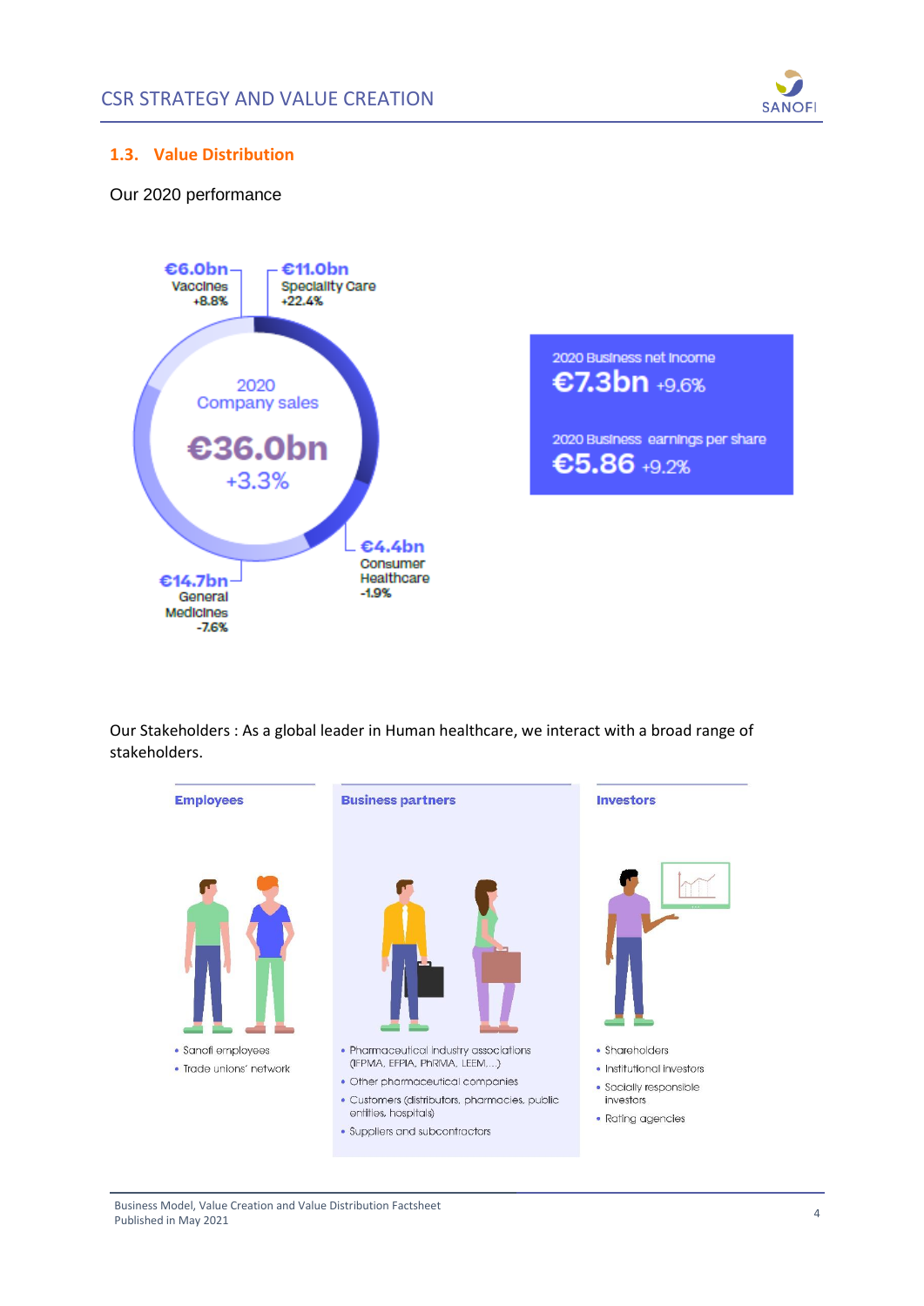## 1.3. Value Distribution

Our 2020 performance

2020 Company sales

**€36.0bn**

+3.3%

- **€6.0bn** Vaccines +8.8%
- **€11.0bn** Specialty Care +22.4%
- **€4.4bn** Consumer Healthcare -1.9%
- **€14.7bn** General Medicines -7.6%

2020 Business net income

**€7.3bn** +9.6%

2020 Business earnings per share

**€5.86** +9.2%

Our Stakeholders : As a global leader in Human healthcare, we interact with a broad range of stakeholders.

**Employees**

- Sanofi employees
- Trade unions' network

**Business partners**

- Pharmaceutical industry associations (IFPMA, EFPIA, PhRMA, LEEM...)
- Other pharmaceutical companies
- Customers (distributors, pharmacies, public entities, hospitals)
- Suppliers and subcontractors

**Investors**

- Shareholders
- Institutional investors
- Socially responsible investors
- Rating agencies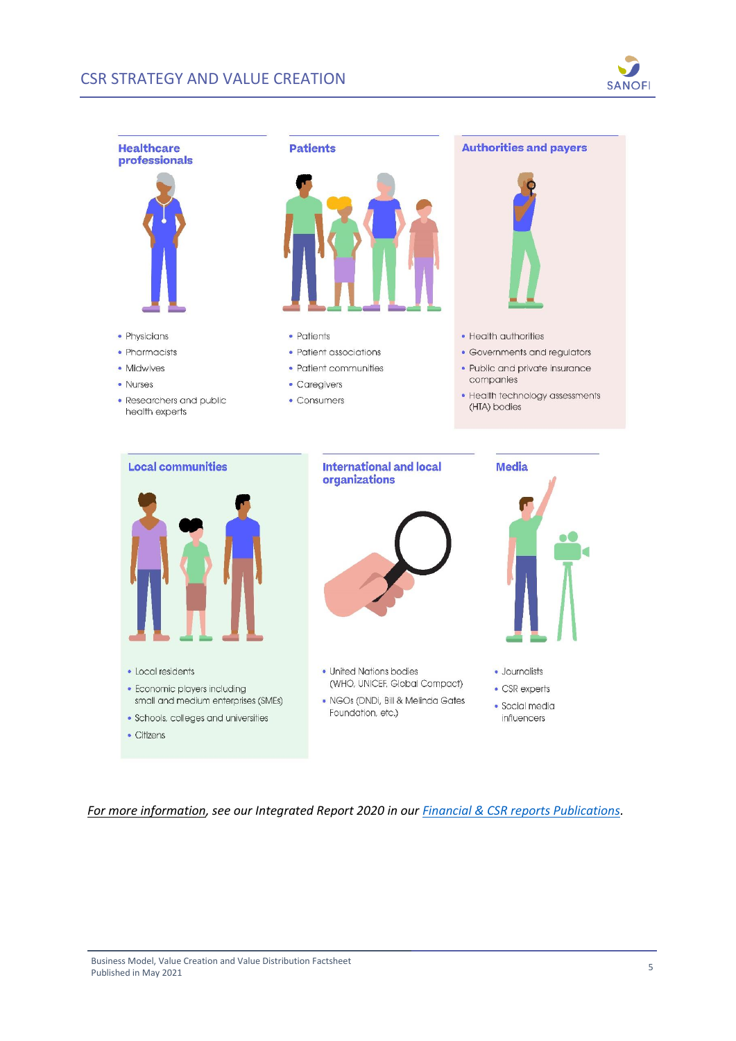# CSR STRATEGY AND VALUE CREATION

### Healthcare professionals

- Physicians
- Pharmacists
- Midwives
- Nurses
- Researchers and public health experts

### Patients

- Patients
- Patient associations
- Patient communities
- Caregivers
- Consumers

### Authorities and payers

- Health authorities
- Governments and regulators
- Public and private insurance companies
- Health technology assessments (HTA) bodies

### Local communities

- Local residents
- Economic players including small and medium enterprises (SMEs)
- Schools, colleges and universities
- Citizens

### International and local organizations

- United Nations bodies (WHO, UNICEF, Global Compact)
- NGOs (DNDi, Bill & Melinda Gates Foundation, etc.)

### Media

- Journalists
- CSR experts
- Social media influencers

*For more information, see our Integrated Report 2020 in our Financial & CSR reports Publications.*